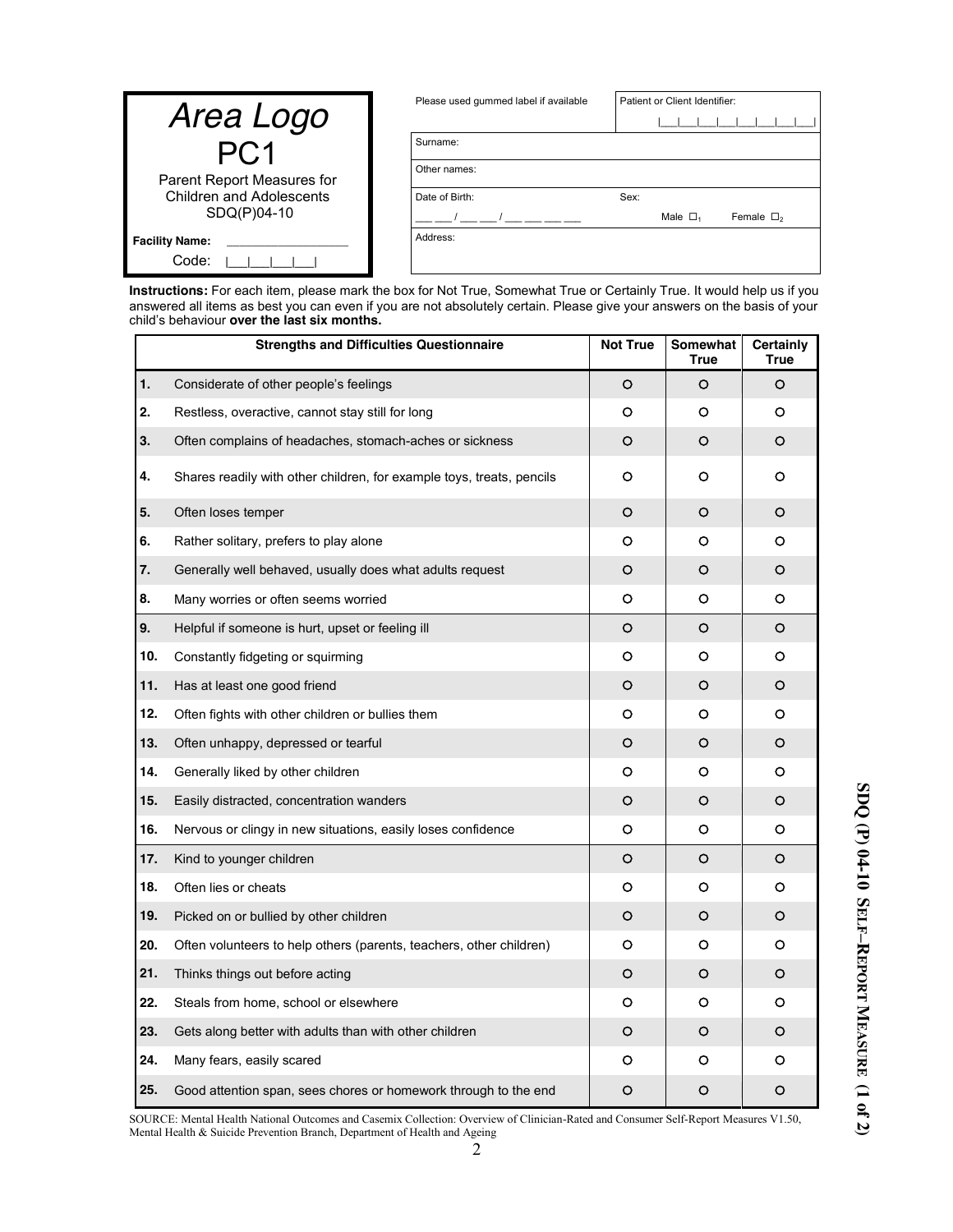# Area Logo

## PC1

Parent Report Measures for Children and Adolescents
SDQ(P)04-10

**Facility Name:** \_\_\_\_\_\_\_\_\_\_\_\_\_\_\_\_\_\_

Code: |\_\_|\_\_|\_\_|\_\_|

| Please used gummed label if available | Patient or Client Identifier: |\_\_|\_\_|\_\_|\_\_|\_\_|\_\_|\_\_|\_\_| |
|---|---|
| Surname: | |
| Other names: | |
| Date of Birth: \_\_ \_\_ / \_\_ \_\_ / \_\_ \_\_ \_\_ \_\_ | Sex: Male □1 Female □2 |
| Address: | |

**Instructions:** For each item, please mark the box for Not True, Somewhat True or Certainly True. It would help us if you answered all items as best you can even if you are not absolutely certain. Please give your answers on the basis of your child's behaviour **over the last six months.**

| | Strengths and Difficulties Questionnaire | Not True | Somewhat True | Certainly True |
|---|---|---|---|---|
| 1. | Considerate of other people's feelings | ○ | ○ | ○ |
| 2. | Restless, overactive, cannot stay still for long | ○ | ○ | ○ |
| 3. | Often complains of headaches, stomach-aches or sickness | ○ | ○ | ○ |
| 4. | Shares readily with other children, for example toys, treats, pencils | ○ | ○ | ○ |
| 5. | Often loses temper | ○ | ○ | ○ |
| 6. | Rather solitary, prefers to play alone | ○ | ○ | ○ |
| 7. | Generally well behaved, usually does what adults request | ○ | ○ | ○ |
| 8. | Many worries or often seems worried | ○ | ○ | ○ |
| 9. | Helpful if someone is hurt, upset or feeling ill | ○ | ○ | ○ |
| 10. | Constantly fidgeting or squirming | ○ | ○ | ○ |
| 11. | Has at least one good friend | ○ | ○ | ○ |
| 12. | Often fights with other children or bullies them | ○ | ○ | ○ |
| 13. | Often unhappy, depressed or tearful | ○ | ○ | ○ |
| 14. | Generally liked by other children | ○ | ○ | ○ |
| 15. | Easily distracted, concentration wanders | ○ | ○ | ○ |
| 16. | Nervous or clingy in new situations, easily loses confidence | ○ | ○ | ○ |
| 17. | Kind to younger children | ○ | ○ | ○ |
| 18. | Often lies or cheats | ○ | ○ | ○ |
| 19. | Picked on or bullied by other children | ○ | ○ | ○ |
| 20. | Often volunteers to help others (parents, teachers, other children) | ○ | ○ | ○ |
| 21. | Thinks things out before acting | ○ | ○ | ○ |
| 22. | Steals from home, school or elsewhere | ○ | ○ | ○ |
| 23. | Gets along better with adults than with other children | ○ | ○ | ○ |
| 24. | Many fears, easily scared | ○ | ○ | ○ |
| 25. | Good attention span, sees chores or homework through to the end | ○ | ○ | ○ |

SOURCE: Mental Health National Outcomes and Casemix Collection: Overview of Clinician-Rated and Consumer Self-Report Measures V1.50, Mental Health & Suicide Prevention Branch, Department of Health and Ageing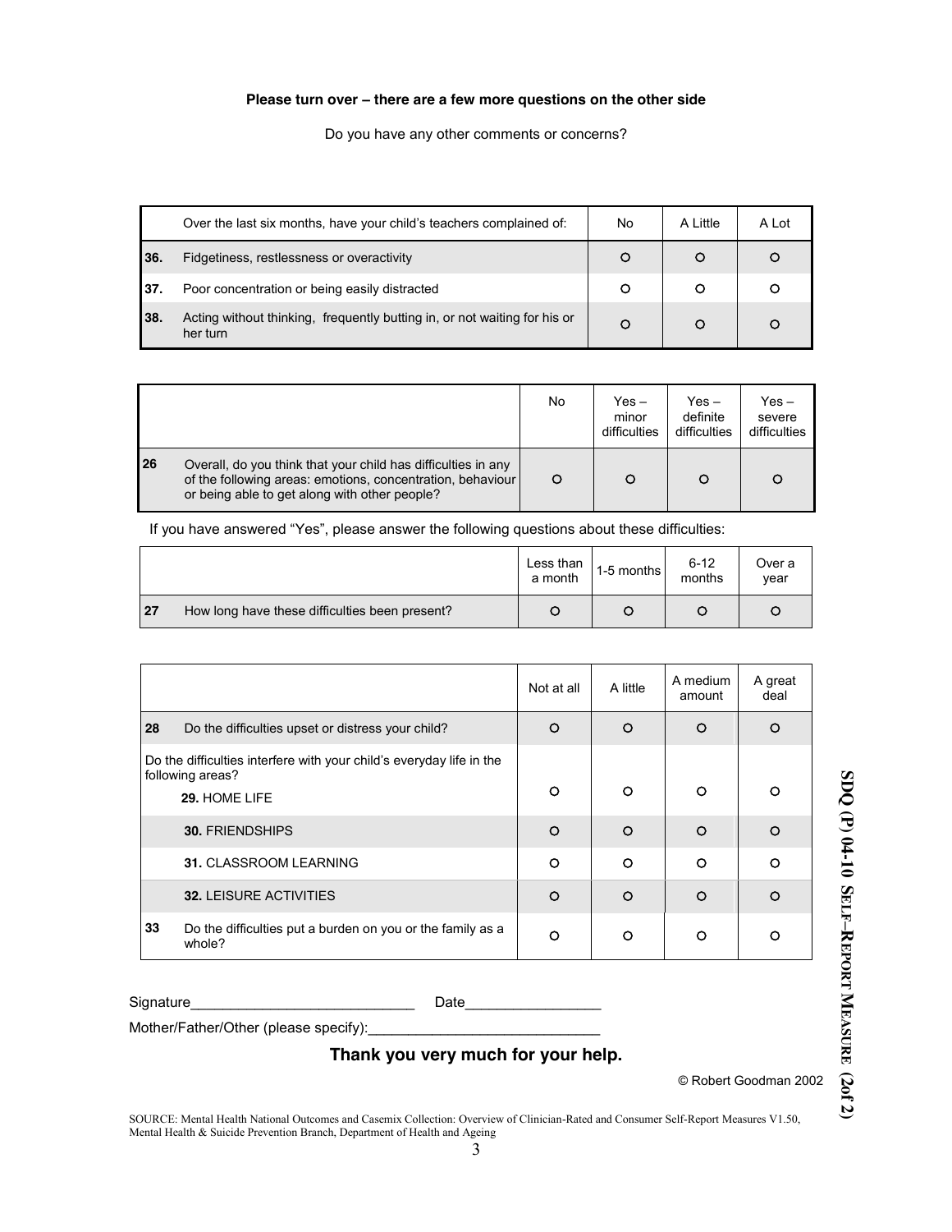**Please turn over – there are a few more questions on the other side**

Do you have any other comments or concerns?

| | Over the last six months, have your child's teachers complained of: | No | A Little | A Lot |
|---|---|---|---|---|
| **36.** | Fidgetiness, restlessness or overactivity | O | O | O |
| **37.** | Poor concentration or being easily distracted | O | O | O |
| **38.** | Acting without thinking, frequently butting in, or not waiting for his or her turn | O | O | O |

| | | No | Yes – minor difficulties | Yes – definite difficulties | Yes – severe difficulties |
|---|---|---|---|---|---|
| **26** | Overall, do you think that your child has difficulties in any of the following areas: emotions, concentration, behaviour or being able to get along with other people? | O | O | O | O |

If you have answered "Yes", please answer the following questions about these difficulties:

| | | Less than a month | 1-5 months | 6-12 months | Over a year |
|---|---|---|---|---|---|
| **27** | How long have these difficulties been present? | O | O | O | O |

| | | Not at all | A little | A medium amount | A great deal |
|---|---|---|---|---|---|
| **28** | Do the difficulties upset or distress your child? | O | O | O | O |
| | Do the difficulties interfere with your child's everyday life in the following areas? **29.** HOME LIFE | O | O | O | O |
| | **30.** FRIENDSHIPS | O | O | O | O |
| | **31.** CLASSROOM LEARNING | O | O | O | O |
| | **32.** LEISURE ACTIVITIES | O | O | O | O |
| **33** | Do the difficulties put a burden on you or the family as a whole? | O | O | O | O |

Signature____________________________ Date_________________

Mother/Father/Other (please specify):_____________________________

**Thank you very much for your help.**

© Robert Goodman 2002

SDQ (P) 04-10 SELF–REPORT MEASURE (2of 2)

SOURCE: Mental Health National Outcomes and Casemix Collection: Overview of Clinician-Rated and Consumer Self-Report Measures V1.50, Mental Health & Suicide Prevention Branch, Department of Health and Ageing